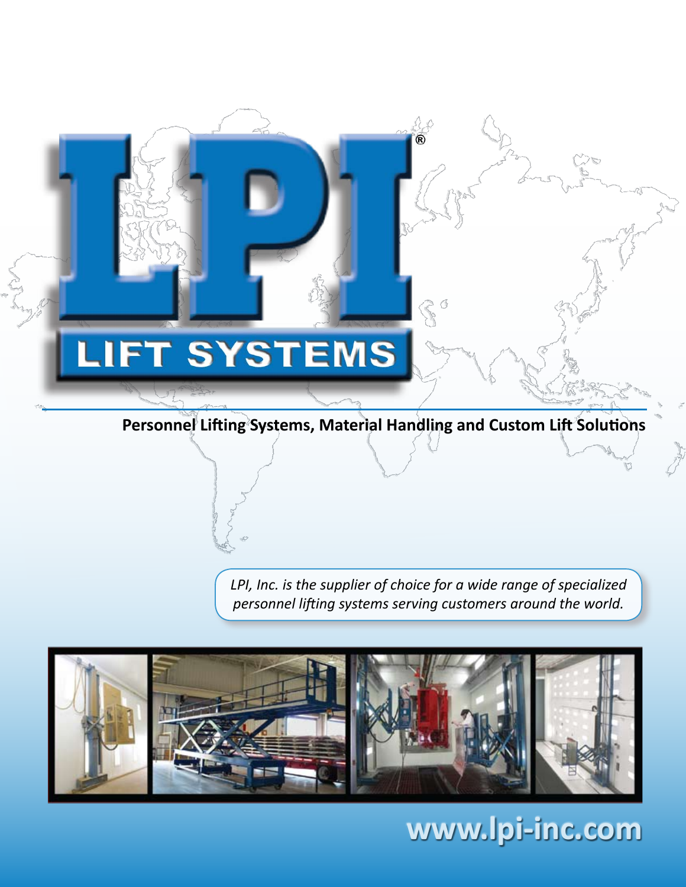# LPI®

## LIFT SYSTEMS

**Personnel Lifting Systems, Material Handling and Custom Lift Solutions**

*LPI, Inc. is the supplier of choice for a wide range of specialized personnel lifting systems serving customers around the world.*

**www.lpi-inc.com**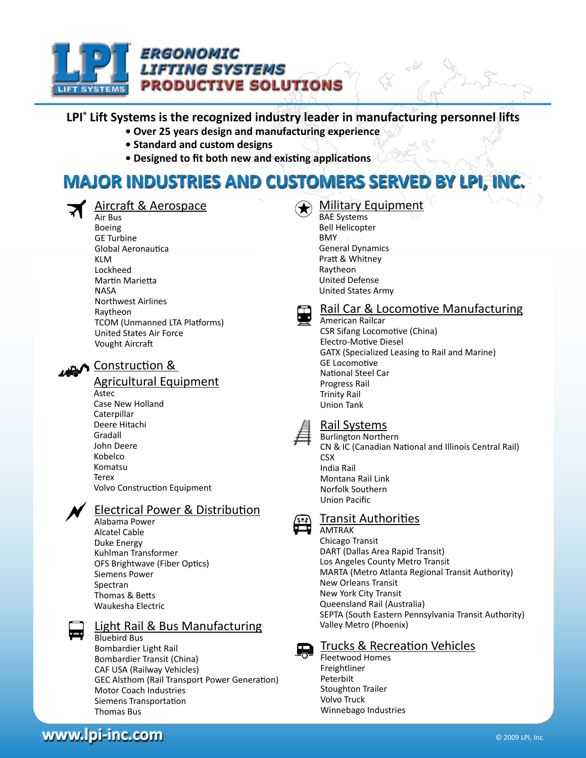**ERGONOMIC LIFTING SYSTEMS**
**PRODUCTIVE SOLUTIONS**

**LPI® Lift Systems is the recognized industry leader in manufacturing personnel lifts**

- **Over 25 years design and manufacturing experience**
- **Standard and custom designs**
- **Designed to fit both new and existing applications**

# MAJOR INDUSTRIES AND CUSTOMERS SERVED BY LPI, INC.

## Aircraft & Aerospace

Air Bus
Boeing
GE Turbine
Global Aeronautica
KLM
Lockheed
Martin Marietta
NASA
Northwest Airlines
Raytheon
TCOM (Unmanned LTA Platforms)
United States Air Force
Vought Aircraft

## Construction & Agricultural Equipment

Astec
Case New Holland
Caterpillar
Deere Hitachi
Gradall
John Deere
Kobelco
Komatsu
Terex
Volvo Construction Equipment

## Electrical Power & Distribution

Alabama Power
Alcatel Cable
Duke Energy
Kuhlman Transformer
OFS Brightwave (Fiber Optics)
Siemens Power
Spectran
Thomas & Betts
Waukesha Electric

## Light Rail & Bus Manufacturing

Bluebird Bus
Bombardier Light Rail
Bombardier Transit (China)
CAF USA (Railway Vehicles)
GEC Alsthom (Rail Transport Power Generation)
Motor Coach Industries
Siemens Transportation
Thomas Bus

## Military Equipment

BAE Systems
Bell Helicopter
BMY
General Dynamics
Pratt & Whitney
Raytheon
United Defense
United States Army

## Rail Car & Locomotive Manufacturing

American Railcar
CSR Sifang Locomotive (China)
Electro-Motive Diesel
GATX (Specialized Leasing to Rail and Marine)
GE Locomotive
National Steel Car
Progress Rail
Trinity Rail
Union Tank

## Rail Systems

Burlington Northern
CN & IC (Canadian National and Illinois Central Rail)
CSX
India Rail
Montana Rail Link
Norfolk Southern
Union Pacific

## Transit Authorities

AMTRAK
Chicago Transit
DART (Dallas Area Rapid Transit)
Los Angeles County Metro Transit
MARTA (Metro Atlanta Regional Transit Authority)
New Orleans Transit
New York City Transit
Queensland Rail (Australia)
SEPTA (South Eastern Pennsylvania Transit Authority)
Valley Metro (Phoenix)

## Trucks & Recreation Vehicles

Fleetwood Homes
Freightliner
Peterbilt
Stoughton Trailer
Volvo Truck
Winnebago Industries

www.lpi-inc.com

© 2009 LPI, Inc.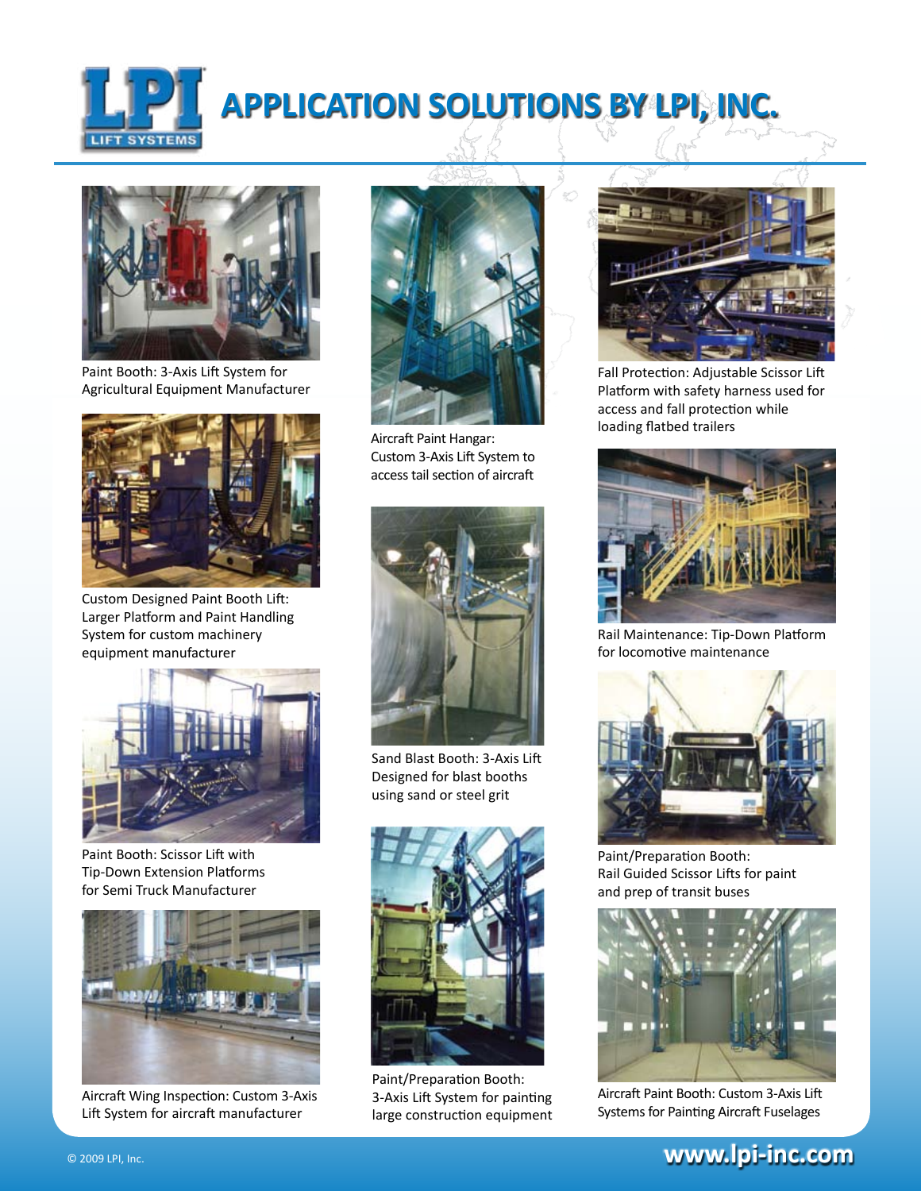# APPLICATION SOLUTIONS BY LPI, INC.

Paint Booth: 3-Axis Lift System for Agricultural Equipment Manufacturer

Custom Designed Paint Booth Lift: Larger Platform and Paint Handling System for custom machinery equipment manufacturer

Paint Booth: Scissor Lift with Tip-Down Extension Platforms for Semi Truck Manufacturer

Aircraft Wing Inspection: Custom 3-Axis Lift System for aircraft manufacturer

Aircraft Paint Hangar: Custom 3-Axis Lift System to access tail section of aircraft

Sand Blast Booth: 3-Axis Lift Designed for blast booths using sand or steel grit

Paint/Preparation Booth: 3-Axis Lift System for painting large construction equipment

Fall Protection: Adjustable Scissor Lift Platform with safety harness used for access and fall protection while loading flatbed trailers

Rail Maintenance: Tip-Down Platform for locomotive maintenance

Paint/Preparation Booth: Rail Guided Scissor Lifts for paint and prep of transit buses

Aircraft Paint Booth: Custom 3-Axis Lift Systems for Painting Aircraft Fuselages

© 2009 LPI, Inc.

www.lpi-inc.com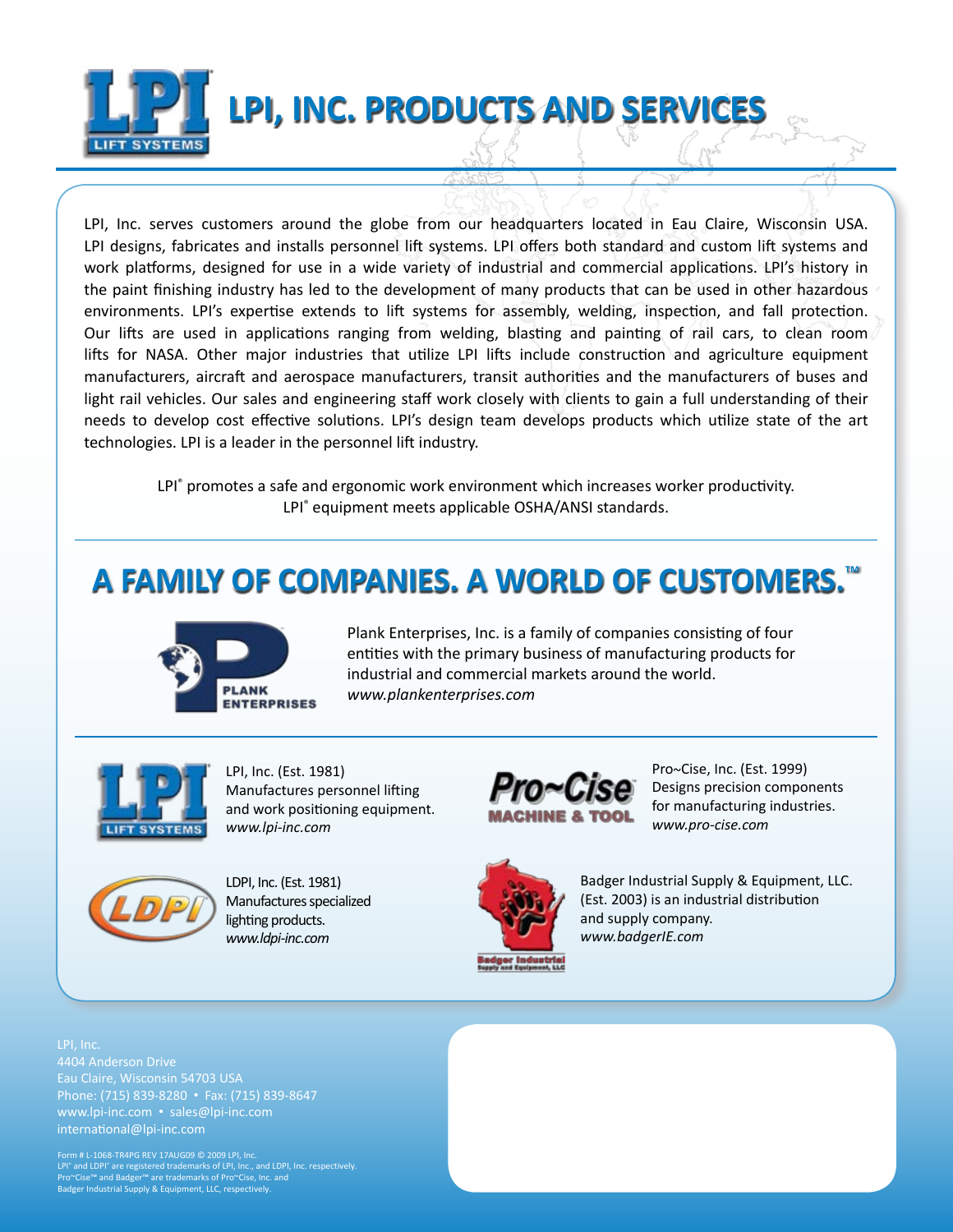# LPI, INC. PRODUCTS AND SERVICES

LPI, Inc. serves customers around the globe from our headquarters located in Eau Claire, Wisconsin USA. LPI designs, fabricates and installs personnel lift systems. LPI offers both standard and custom lift systems and work platforms, designed for use in a wide variety of industrial and commercial applications. LPI's history in the paint finishing industry has led to the development of many products that can be used in other hazardous environments. LPI's expertise extends to lift systems for assembly, welding, inspection, and fall protection. Our lifts are used in applications ranging from welding, blasting and painting of rail cars, to clean room lifts for NASA. Other major industries that utilize LPI lifts include construction and agriculture equipment manufacturers, aircraft and aerospace manufacturers, transit authorities and the manufacturers of buses and light rail vehicles. Our sales and engineering staff work closely with clients to gain a full understanding of their needs to develop cost effective solutions. LPI's design team develops products which utilize state of the art technologies. LPI is a leader in the personnel lift industry.

LPI® promotes a safe and ergonomic work environment which increases worker productivity.
LPI® equipment meets applicable OSHA/ANSI standards.

## A FAMILY OF COMPANIES. A WORLD OF CUSTOMERS.™

PLANK ENTERPRISES

Plank Enterprises, Inc. is a family of companies consisting of four entities with the primary business of manufacturing products for industrial and commercial markets around the world.
*www.plankenterprises.com*

LPI LIFT SYSTEMS

LPI, Inc. (Est. 1981)
Manufactures personnel lifting and work positioning equipment.
*www.lpi-inc.com*

LDPI

LDPI, Inc. (Est. 1981)
Manufactures specialized lighting products.
*www.ldpi-inc.com*

Pro~Cise MACHINE & TOOL

Pro~Cise, Inc. (Est. 1999)
Designs precision components for manufacturing industries.
*www.pro-cise.com*

Badger Industrial Supply and Equipment, LLC

Badger Industrial Supply & Equipment, LLC. (Est. 2003) is an industrial distribution and supply company.
*www.badgerIE.com*

LPI, Inc.
4404 Anderson Drive
Eau Claire, Wisconsin 54703 USA
Phone: (715) 839-8280 • Fax: (715) 839-8647
www.lpi-inc.com • sales@lpi-inc.com
international@lpi-inc.com

Form # L-1068-TR4PG REV 17AUG09 © 2009 LPI, Inc.
LPI® and LDPI® are registered trademarks of LPI, Inc., and LDPI, Inc. respectively.
Pro~Cise™ and Badger™ are trademarks of Pro~Cise, Inc. and Badger Industrial Supply & Equipment, LLC, respectively.